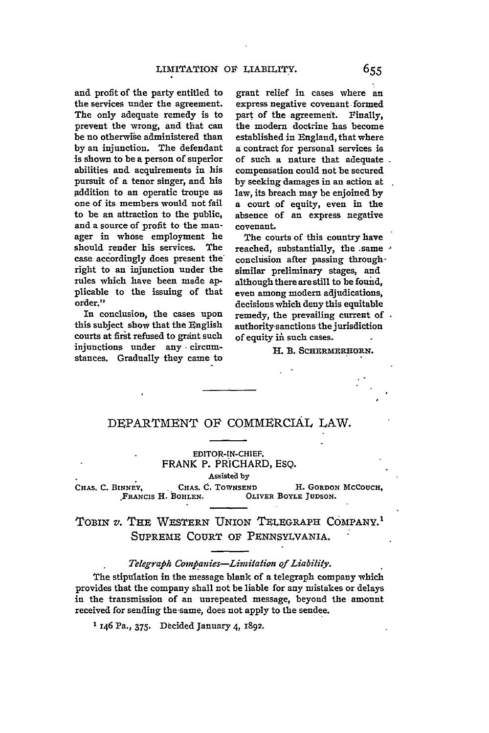and profit of the party entitled to the services under the agreement. The only adequate remedy is to prevent the wrong, and that can be no otherwise administered than by an injunction. The defendant is shown to be a person of superior abilities and acquirements in his pursuit of a tenor singer, and his addition to an operatic troupe as one of its members would not fail to be an attraction to the public, and a source of profit to the manager in whose employment he should render his services. The case accordingly does present the right to an injunction under the rules which have been made applicable to the issuing of that order."

In conclusion, the cases upon this subject show that the English courts at first refused to grant such injunctions under any circumstances. Gradually they came to grant relief in cases where an express negative covenant formed part of the agreement. Finally, the modern doctrine has become established in England, that where a contract for personal services is of such a nature that adequate compensation could not be secured by seeking damages in an action at law, its breach may be enjoined by a court of equity, even in the absence of an express negative covenant.

The courts of this country have reached, substantially, the same conclusion after passing through similar preliminary stages, and although there are still to be found, even among modern adjudications, decisions which deny this equitable remedy, the prevailing current of authority sanctions the jurisdiction of equity in such cases.

H. B. SCHERMERHORN.

---

# DEPARTMENT OF COMMERCIAL LAW.

EDITOR-IN-CHIEF.
FRANK P. PRICHARD, ESQ.

Assisted by

CHAS. C. BINNEY, CHAS. C. TOWNSEND, H. GORDON MCCOUCH, FRANCIS H. BOHLEN. OLIVER BOYLE JUDSON.

## TOBIN v. THE WESTERN UNION TELEGRAPH COMPANY.[1] SUPREME COURT OF PENNSYLVANIA.

*Telegraph Companies—Limitation of Liability.*

The stipulation in the message blank of a telegraph company which provides that the company shall not be liable for any mistakes or delays in the transmission of an unrepeated message, beyond the amount received for sending the same, does not apply to the sendee.

[1] 146 Pa., 375. Decided January 4, 1892.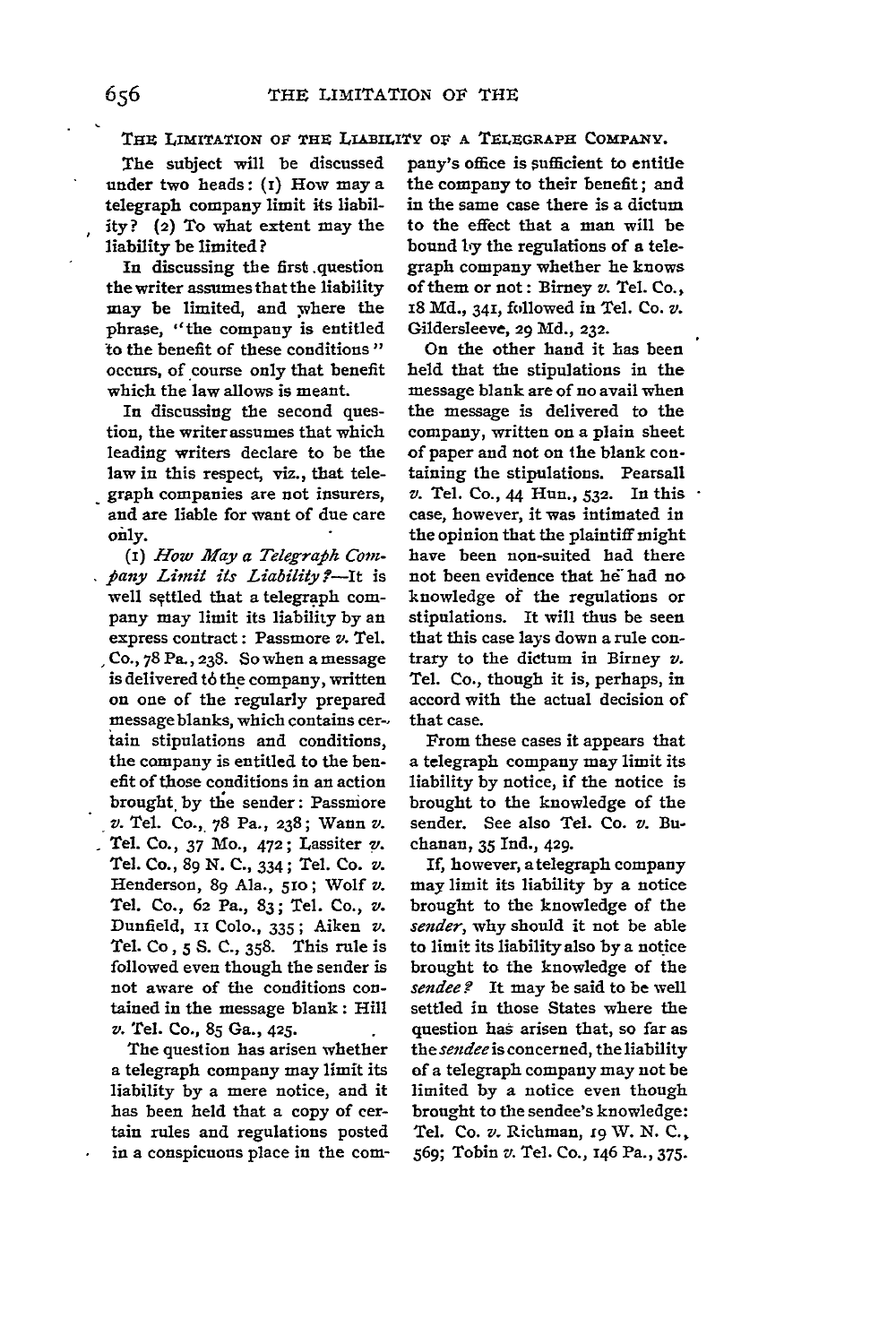THE LIMITATION OF THE LIABILITY OF A TELEGRAPH COMPANY.

The subject will be discussed under two heads: (1) How may a telegraph company limit its liability? (2) To what extent may the liability be limited?

In discussing the first question the writer assumes that the liability may be limited, and where the phrase, "the company is entitled to the benefit of these conditions" occurs, of course only that benefit which the law allows is meant.

In discussing the second question, the writer assumes that which leading writers declare to be the law in this respect, viz., that telegraph companies are not insurers, and are liable for want of due care only.

(1) *How May a Telegraph Company Limit its Liability?*—It is well settled that a telegraph company may limit its liability by an express contract: Passmore *v.* Tel. Co., 78 Pa., 238. So when a message is delivered to the company, written on one of the regularly prepared message blanks, which contains certain stipulations and conditions, the company is entitled to the benefit of those conditions in an action brought by the sender: Passmore *v.* Tel. Co., 78 Pa., 238; Wann *v.* Tel. Co., 37 Mo., 472; Lassiter *v.* Tel. Co., 89 N. C., 334; Tel. Co. *v.* Henderson, 89 Ala., 510; Wolf *v.* Tel. Co., 62 Pa., 83; Tel. Co., *v.* Dunfield, 11 Colo., 335; Aiken *v.* Tel. Co, 5 S. C., 358. This rule is followed even though the sender is not aware of the conditions contained in the message blank: Hill *v.* Tel. Co., 85 Ga., 425.

The question has arisen whether a telegraph company may limit its liability by a mere notice, and it has been held that a copy of certain rules and regulations posted in a conspicuous place in the company's office is sufficient to entitle the company to their benefit; and in the same case there is a dictum to the effect that a man will be bound by the regulations of a telegraph company whether he knows of them or not: Birney *v.* Tel. Co., 18 Md., 341, followed in Tel. Co. *v.* Gildersleeve, 29 Md., 232.

On the other hand it has been held that the stipulations in the message blank are of no avail when the message is delivered to the company, written on a plain sheet of paper and not on the blank containing the stipulations. Pearsall *v.* Tel. Co., 44 Hun., 532. In this case, however, it was intimated in the opinion that the plaintiff might have been non-suited had there not been evidence that he had no knowledge of the regulations or stipulations. It will thus be seen that this case lays down a rule contrary to the dictum in Birney *v.* Tel. Co., though it is, perhaps, in accord with the actual decision of that case.

From these cases it appears that a telegraph company may limit its liability by notice, if the notice is brought to the knowledge of the sender. See also Tel. Co. *v.* Buchanan, 35 Ind., 429.

If, however, a telegraph company may limit its liability by a notice brought to the knowledge of the *sender*, why should it not be able to limit its liability also by a notice brought to the knowledge of the *sendee?* It may be said to be well settled in those States where the question has arisen that, so far as the *sendee* is concerned, the liability of a telegraph company may not be limited by a notice even though brought to the sendee's knowledge: Tel. Co. *v.* Richman, 19 W. N. C., 569; Tobin *v.* Tel. Co., 146 Pa., 375.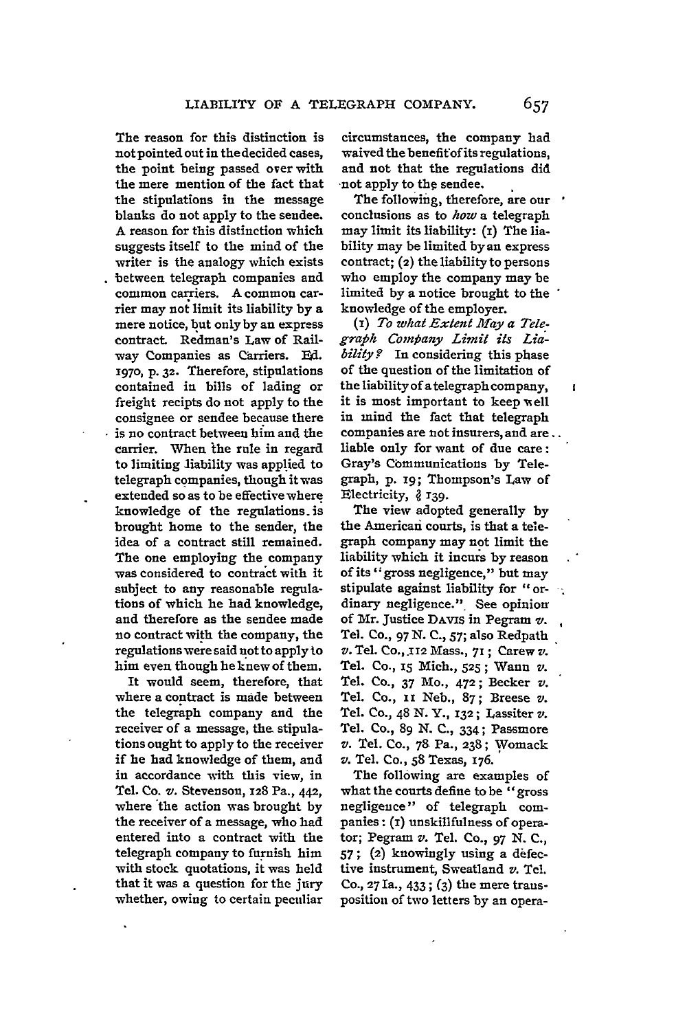The reason for this distinction is not pointed out in the decided cases, the point being passed over with the mere mention of the fact that the stipulations in the message blanks do not apply to the sendee. A reason for this distinction which suggests itself to the mind of the writer is the analogy which exists between telegraph companies and common carriers. A common carrier may not limit its liability by a mere notice, but only by an express contract. Redman's Law of Railway Companies as Carriers. Ed. 1970, p. 32. Therefore, stipulations contained in bills of lading or freight receipts do not apply to the consignee or sendee because there is no contract between him and the carrier. When the rule in regard to limiting liability was applied to telegraph companies, though it was extended so as to be effective where knowledge of the regulations is brought home to the sender, the idea of a contract still remained. The one employing the company was considered to contract with it subject to any reasonable regulations of which he had knowledge, and therefore as the sendee made no contract with the company, the regulations were said not to apply to him even though he knew of them.

It would seem, therefore, that where a contract is made between the telegraph company and the receiver of a message, the stipulations ought to apply to the receiver if he had knowledge of them, and in accordance with this view, in Tel. Co. *v.* Stevenson, 128 Pa., 442, where the action was brought by the receiver of a message, who had entered into a contract with the telegraph company to furnish him with stock quotations, it was held that it was a question for the jury whether, owing to certain peculiar circumstances, the company had waived the benefit of its regulations, and not that the regulations did not apply to the sendee.

The following, therefore, are our conclusions as to *how* a telegraph may limit its liability: (1) The liability may be limited by an express contract; (2) the liability to persons who employ the company may be limited by a notice brought to the knowledge of the employer.

(1) *To what Extent May a Telegraph Company Limit its Liability?* In considering this phase of the question of the limitation of the liability of a telegraph company, it is most important to keep well in mind the fact that telegraph companies are not insurers, and are liable only for want of due care: Gray's Communications by Telegraph, p. 19; Thompson's Law of Electricity, § 139.

The view adopted generally by the American courts, is that a telegraph company may not limit the liability which it incurs by reason of its "gross negligence," but may stipulate against liability for "ordinary negligence." See opinion of Mr. Justice DAVIS in Pegram *v.* Tel. Co., 97 N. C., 57; also Redpath *v.* Tel. Co., 112 Mass., 71; Carew *v.* Tel. Co., 15 Mich., 525; Wann *v.* Tel. Co., 37 Mo., 472; Becker *v.* Tel. Co., 11 Neb., 87; Breese *v.* Tel. Co., 48 N. Y., 132; Lassiter *v.* Tel. Co., 89 N. C., 334; Passmore *v.* Tel. Co., 78 Pa., 238; Womack *v.* Tel. Co., 58 Texas, 176.

The following are examples of what the courts define to be "gross negligence" of telegraph companies: (1) unskillfulness of operator; Pegram *v.* Tel. Co., 97 N. C., 57; (2) knowingly using a defective instrument, Sweatland *v.* Tel. Co., 27 Ia., 433; (3) the mere transposition of two letters by an opera-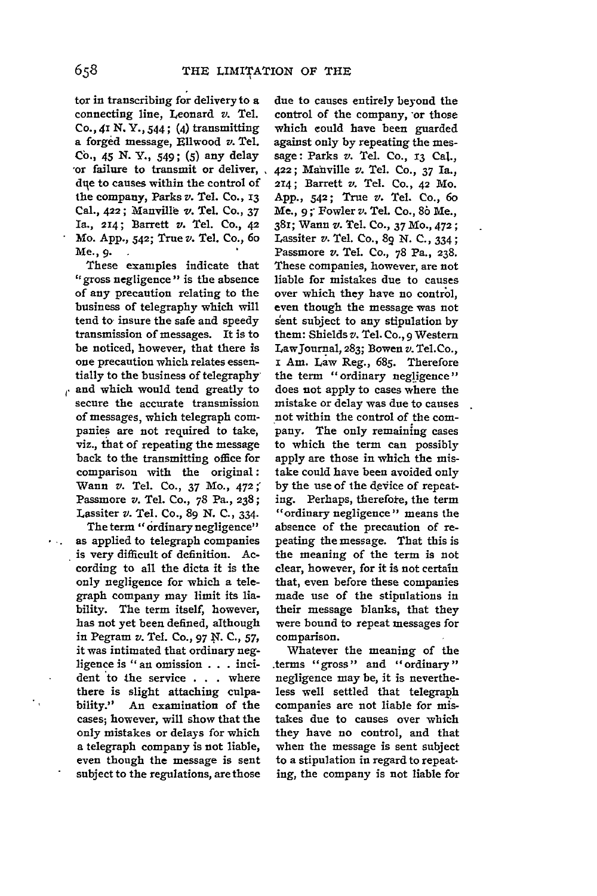tor in transcribing for delivery to a connecting line, Leonard *v.* Tel. Co., 41 N. Y., 544; (4) transmitting a forged message, Ellwood *v.* Tel. Co., 45 N. Y., 549; (5) any delay or failure to transmit or deliver, due to causes within the control of the company, Parks *v.* Tel. Co., 13 Cal., 422; Manville *v.* Tel. Co., 37 Ia., 214; Barrett *v.* Tel. Co., 42 Mo. App., 542; True *v.* Tel. Co., 60 Me., 9.

These examples indicate that "gross negligence" is the absence of any precaution relating to the business of telegraphy which will tend to insure the safe and speedy transmission of messages. It is to be noticed, however, that there is one precaution which relates essentially to the business of telegraphy and which would tend greatly to secure the accurate transmission of messages, which telegraph companies are not required to take, viz., that of repeating the message back to the transmitting office for comparison with the original: Wann *v.* Tel. Co., 37 Mo., 472; Passmore *v.* Tel. Co., 78 Pa., 238; Lassiter *v.* Tel. Co., 89 N. C., 334.

The term "ordinary negligence" as applied to telegraph companies is very difficult of definition. According to all the dicta it is the only negligence for which a telegraph company may limit its liability. The term itself, however, has not yet been defined, although in Pegram *v.* Tel. Co., 97 N. C., 57, it was intimated that ordinary negligence is "an omission . . . incident to the service . . . where there is slight attaching culpability." An examination of the cases, however, will show that the only mistakes or delays for which a telegraph company is not liable, even though the message is sent subject to the regulations, are those due to causes entirely beyond the control of the company, or those which could have been guarded against only by repeating the message: Parks *v.* Tel. Co., 13 Cal., 422; Manville *v.* Tel. Co., 37 Ia., 214; Barrett *v.* Tel. Co., 42 Mo. App., 542; True *v.* Tel. Co., 60 Me., 9; Fowler *v.* Tel. Co., 80 Me., 381; Wann *v.* Tel. Co., 37 Mo., 472; Lassiter *v.* Tel. Co., 89 N. C., 334; Passmore *v.* Tel. Co., 78 Pa., 238. These companies, however, are not liable for mistakes due to causes over which they have no control, even though the message was not sent subject to any stipulation by them: Shields *v.* Tel. Co., 9 Western Law Journal, 283; Bowen *v.* Tel. Co., 1 Am. Law Reg., 685. Therefore the term "ordinary negligence" does not apply to cases where the mistake or delay was due to causes not within the control of the company. The only remaining cases to which the term can possibly apply are those in which the mistake could have been avoided only by the use of the device of repeating. Perhaps, therefore, the term "ordinary negligence" means the absence of the precaution of repeating the message. That this is the meaning of the term is not clear, however, for it is not certain that, even before these companies made use of the stipulations in their message blanks, that they were bound to repeat messages for comparison.

Whatever the meaning of the terms "gross" and "ordinary" negligence may be, it is nevertheless well settled that telegraph companies are not liable for mistakes due to causes over which they have no control, and that when the message is sent subject to a stipulation in regard to repeating, the company is not liable for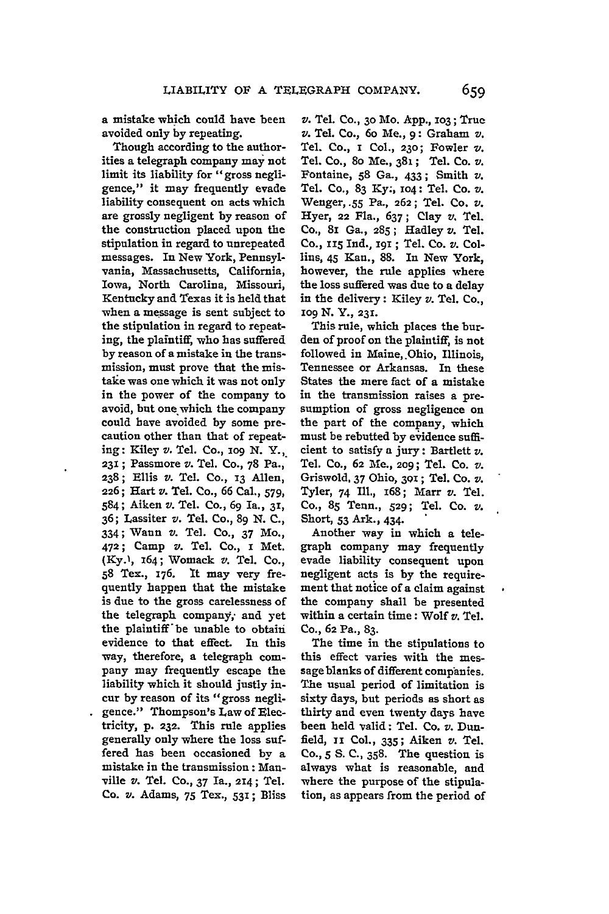a mistake which could have been avoided only by repeating.

Though according to the authorities a telegraph company may not limit its liability for "gross negligence," it may frequently evade liability consequent on acts which are grossly negligent by reason of the construction placed upon the stipulation in regard to unrepeated messages. In New York, Pennsylvania, Massachusetts, California, Iowa, North Carolina, Missouri, Kentucky and Texas it is held that when a message is sent subject to the stipulation in regard to repeating, the plaintiff, who has suffered by reason of a mistake in the transmission, must prove that the mistake was one which it was not only in the power of the company to avoid, but one which the company could have avoided by some precaution other than that of repeating: Kiley *v.* Tel. Co., 109 N. Y., 231; Passmore *v.* Tel. Co., 78 Pa., 238; Ellis *v.* Tel. Co., 13 Allen, 226; Hart *v.* Tel. Co., 66 Cal., 579, 584; Aiken *v.* Tel. Co., 69 Ia., 31, 36; Lassiter *v.* Tel. Co., 89 N. C., 334; Wann *v.* Tel. Co., 37 Mo., 472; Camp *v.* Tel. Co., 1 Met. (Ky.), 164; Womack *v.* Tel. Co., 58 Tex., 176. It may very frequently happen that the mistake is due to the gross carelessness of the telegraph company, and yet the plaintiff be unable to obtain evidence to that effect. In this way, therefore, a telegraph company may frequently escape the liability which it should justly incur by reason of its "gross negligence." Thompson's Law of Electricity, p. 232. This rule applies generally only where the loss suffered has been occasioned by a mistake in the transmission: Manville *v.* Tel. Co., 37 Ia., 214; Tel. Co. *v.* Adams, 75 Tex., 531; Bliss *v.* Tel. Co., 30 Mo. App., 103; True *v.* Tel. Co., 60 Me., 9: Graham *v.* Tel. Co., 1 Col., 230; Fowler *v.* Tel. Co., 80 Me., 381; Tel. Co. *v.* Fontaine, 58 Ga., 433; Smith *v.* Tel. Co., 83 Ky., 104: Tel. Co. *v.* Wenger, 55 Pa., 262; Tel. Co. *v.* Hyer, 22 Fla., 637; Clay *v.* Tel. Co., 81 Ga., 285; Hadley *v.* Tel. Co., 115 Ind., 191; Tel. Co. *v.* Collins, 45 Kan., 88. In New York, however, the rule applies where the loss suffered was due to a delay in the delivery: Kiley *v.* Tel. Co., 109 N. Y., 231.

This rule, which places the burden of proof on the plaintiff, is not followed in Maine, Ohio, Illinois, Tennessee or Arkansas. In these States the mere fact of a mistake in the transmission raises a presumption of gross negligence on the part of the company, which must be rebutted by evidence sufficient to satisfy a jury: Bartlett *v.* Tel. Co., 62 Me., 209; Tel. Co. *v.* Griswold, 37 Ohio, 301; Tel. Co. *v.* Tyler, 74 Ill., 168; Marr *v.* Tel. Co., 85 Tenn., 529; Tel. Co. *v.* Short, 53 Ark., 434.

Another way in which a telegraph company may frequently evade liability consequent upon negligent acts is by the requirement that notice of a claim against the company shall be presented within a certain time: Wolf *v.* Tel. Co., 62 Pa., 83.

The time in the stipulations to this effect varies with the message blanks of different companies. The usual period of limitation is sixty days, but periods as short as thirty and even twenty days have been held valid: Tel. Co. *v.* Dunfield, 11 Col., 335; Aiken *v.* Tel. Co., 5 S. C., 358. The question is always what is reasonable, and where the purpose of the stipulation, as appears from the period of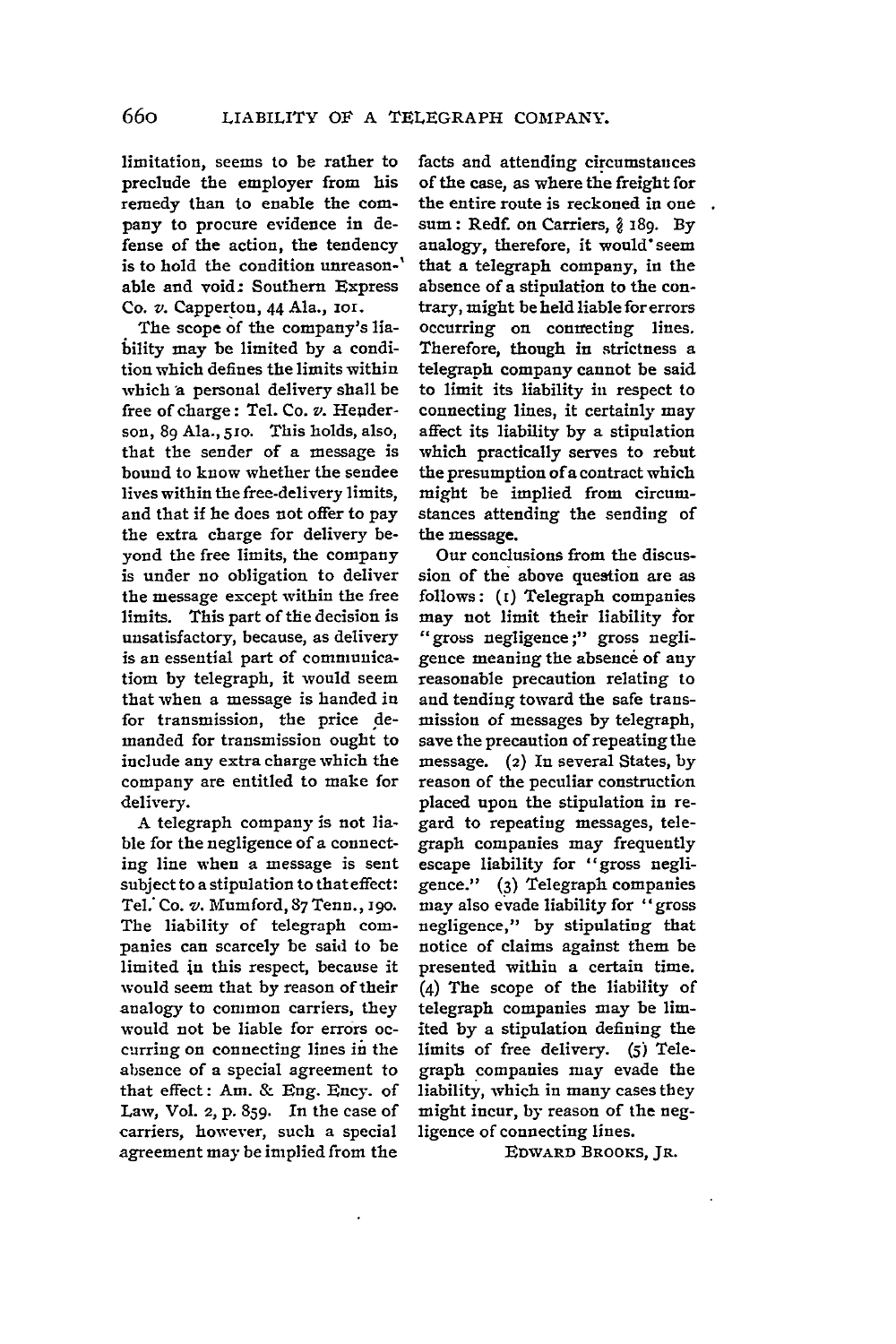limitation, seems to be rather to preclude the employer from his remedy than to enable the company to procure evidence in defense of the action, the tendency is to hold the condition unreasonable and void: Southern Express Co. *v.* Capperton, 44 Ala., 101.

The scope of the company's liability may be limited by a condition which defines the limits within which a personal delivery shall be free of charge: Tel. Co. *v.* Henderson, 89 Ala., 510. This holds, also, that the sender of a message is bound to know whether the sendee lives within the free-delivery limits, and that if he does not offer to pay the extra charge for delivery beyond the free limits, the company is under no obligation to deliver the message except within the free limits. This part of the decision is unsatisfactory, because, as delivery is an essential part of communicatiom by telegraph, it would seem that when a message is handed in for transmission, the price demanded for transmission ought to include any extra charge which the company are entitled to make for delivery.

A telegraph company is not liable for the negligence of a connecting line when a message is sent subject to a stipulation to that effect: Tel. Co. *v.* Mumford, 87 Tenn., 190. The liability of telegraph companies can scarcely be said to be limited in this respect, because it would seem that by reason of their analogy to common carriers, they would not be liable for errors occurring on connecting lines in the absence of a special agreement to that effect: Am. & Eng. Ency. of Law, Vol. 2, p. 859. In the case of carriers, however, such a special agreement may be implied from the facts and attending circumstances of the case, as where the freight for the entire route is reckoned in one sum: Redf. on Carriers, § 189. By analogy, therefore, it would seem that a telegraph company, in the absence of a stipulation to the contrary, might be held liable for errors occurring on connecting lines. Therefore, though in strictness a telegraph company cannot be said to limit its liability in respect to connecting lines, it certainly may affect its liability by a stipulation which practically serves to rebut the presumption of a contract which might be implied from circumstances attending the sending of the message.

Our conclusions from the discussion of the above question are as follows: (1) Telegraph companies may not limit their liability for "gross negligence;" gross negligence meaning the absence of any reasonable precaution relating to and tending toward the safe transmission of messages by telegraph, save the precaution of repeating the message. (2) In several States, by reason of the peculiar construction placed upon the stipulation in regard to repeating messages, telegraph companies may frequently escape liability for "gross negligence." (3) Telegraph companies may also evade liability for "gross negligence," by stipulating that notice of claims against them be presented within a certain time. (4) The scope of the liability of telegraph companies may be limited by a stipulation defining the limits of free delivery. (5) Telegraph companies may evade the liability, which in many cases they might incur, by reason of the negligence of connecting lines.

EDWARD BROOKS, JR.